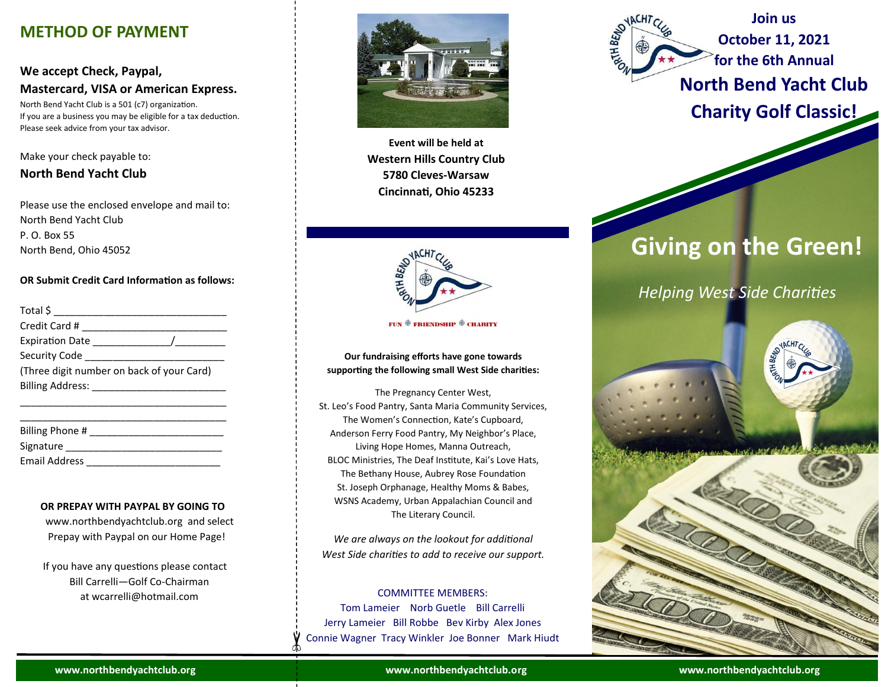## METHOD OF PAYMENT

**We accept Check, Paypal, Mastercard, VISA or American Express.**

North Bend Yacht Club is a 501 (c7) organization.
If you are a business you may be eligible for a tax deduction.
Please seek advice from your tax advisor.

Make your check payable to:
**North Bend Yacht Club**

Please use the enclosed envelope and mail to:
North Bend Yacht Club
P. O. Box 55
North Bend, Ohio 45052

**OR Submit Credit Card Information as follows:**

Total $ ______________________________
Credit Card # __________________________
Expiration Date _____________/_________
Security Code _________________________
(Three digit number on back of your Card)
Billing Address: ________________________
____________________________________
____________________________________
Billing Phone # ________________________
Signature ____________________________
Email Address _______________________

**OR PREPAY WITH PAYPAL BY GOING TO**
www.northbendyachtclub.org and select Prepay with Paypal on our Home Page!

If you have any questions please contact
Bill Carrelli—Golf Co-Chairman
at wcarrelli@hotmail.com

**Event will be held at**
**Western Hills Country Club**
**5780 Cleves-Warsaw**
**Cincinnati, Ohio 45233**

FUN ✦ FRIENDSHIP ✦ CHARITY

**Our fundraising efforts have gone towards supporting the following small West Side charities:**

The Pregnancy Center West,
St. Leo's Food Pantry, Santa Maria Community Services,
The Women's Connection, Kate's Cupboard,
Anderson Ferry Food Pantry, My Neighbor's Place,
Living Hope Homes, Manna Outreach,
BLOC Ministries, The Deaf Institute, Kai's Love Hats,
The Bethany House, Aubrey Rose Foundation
St. Joseph Orphanage, Healthy Moms & Babes,
WSNS Academy, Urban Appalachian Council and
The Literary Council.

*We are always on the lookout for additional West Side charities to add to receive our support.*

COMMITTEE MEMBERS:
Tom Lameier Norb Guetle Bill Carrelli
Jerry Lameier Bill Robbe Bev Kirby Alex Jones
Connie Wagner Tracy Winkler Joe Bonner Mark Hiudt

**Join us**
**October 11, 2021**
**for the 6th Annual**

# North Bend Yacht Club Charity Golf Classic!

## Giving on the Green!

*Helping West Side Charities*

www.northbendyachtclub.org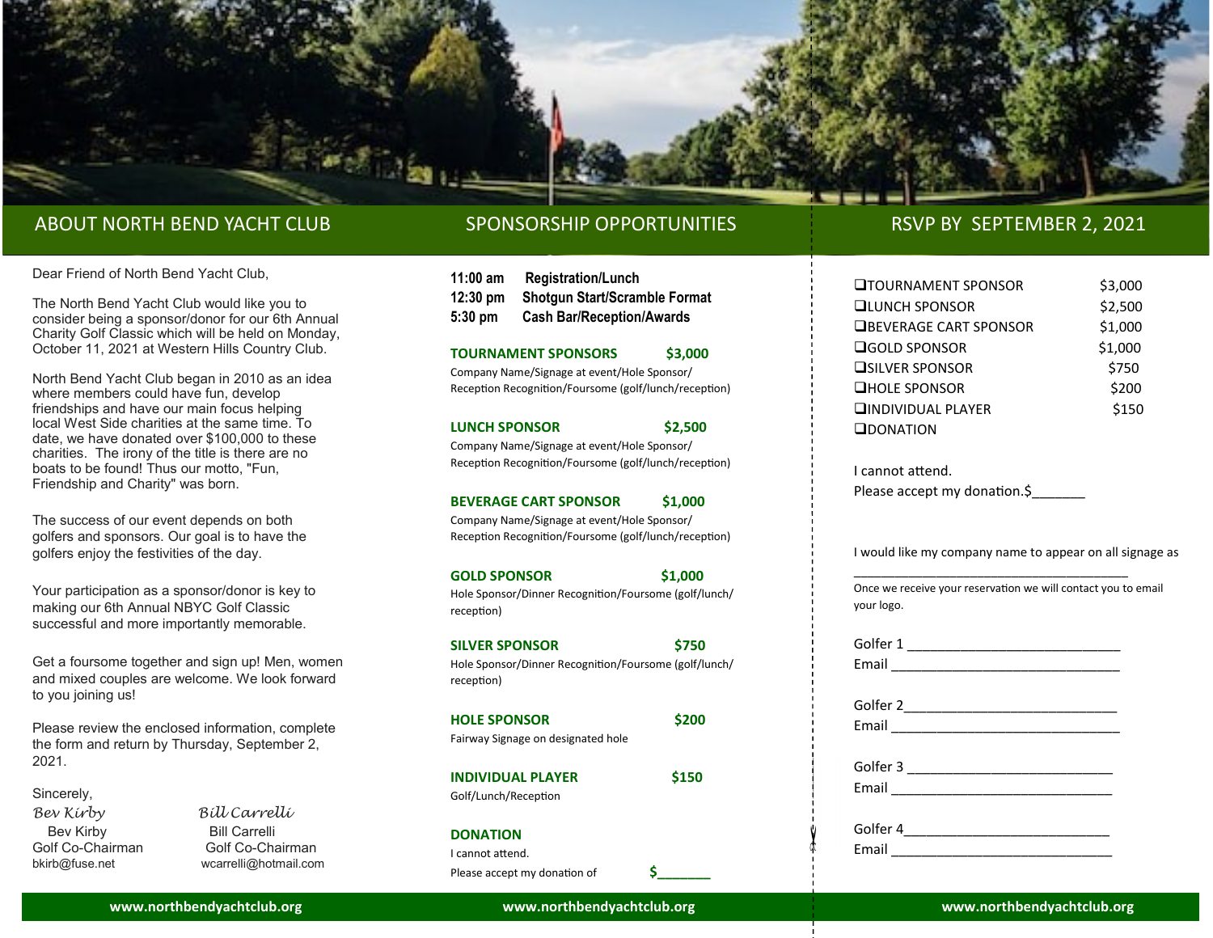## ABOUT NORTH BEND YACHT CLUB

Dear Friend of North Bend Yacht Club,

The North Bend Yacht Club would like you to consider being a sponsor/donor for our 6th Annual Charity Golf Classic which will be held on Monday, October 11, 2021 at Western Hills Country Club.

North Bend Yacht Club began in 2010 as an idea where members could have fun, develop friendships and have our main focus helping local West Side charities at the same time. To date, we have donated over $100,000 to these charities. The irony of the title is there are no boats to be found! Thus our motto, "Fun, Friendship and Charity" was born.

The success of our event depends on both golfers and sponsors. Our goal is to have the golfers enjoy the festivities of the day.

Your participation as a sponsor/donor is key to making our 6th Annual NBYC Golf Classic successful and more importantly memorable.

Get a foursome together and sign up! Men, women and mixed couples are welcome. We look forward to you joining us!

Please review the enclosed information, complete the form and return by Thursday, September 2, 2021.

Sincerely,

*Bev Kirby*
Bev Kirby
Golf Co-Chairman
bkirb@fuse.net

*Bill Carrelli*
Bill Carrelli
Golf Co-Chairman
wcarrelli@hotmail.com

## SPONSORSHIP OPPORTUNITIES

**11:00 am Registration/Lunch**
**12:30 pm Shotgun Start/Scramble Format**
**5:30 pm Cash Bar/Reception/Awards**

**TOURNAMENT SPONSORS $3,000**
Company Name/Signage at event/Hole Sponsor/ Reception Recognition/Foursome (golf/lunch/reception)

**LUNCH SPONSOR $2,500**
Company Name/Signage at event/Hole Sponsor/ Reception Recognition/Foursome (golf/lunch/reception)

**BEVERAGE CART SPONSOR $1,000**
Company Name/Signage at event/Hole Sponsor/ Reception Recognition/Foursome (golf/lunch/reception)

**GOLD SPONSOR $1,000**
Hole Sponsor/Dinner Recognition/Foursome (golf/lunch/ reception)

**SILVER SPONSOR $750**
Hole Sponsor/Dinner Recognition/Foursome (golf/lunch/ reception)

**HOLE SPONSOR $200**
Fairway Signage on designated hole

**INDIVIDUAL PLAYER $150**
Golf/Lunch/Reception

**DONATION**
I cannot attend.
Please accept my donation of $_______

## RSVP BY SEPTEMBER 2, 2021

| | |
|---|---|
| ❑TOURNAMENT SPONSOR | $3,000 |
| ❑LUNCH SPONSOR | $2,500 |
| ❑BEVERAGE CART SPONSOR | $1,000 |
| ❑GOLD SPONSOR | $1,000 |
| ❑SILVER SPONSOR | $750 |
| ❑HOLE SPONSOR | $200 |
| ❑INDIVIDUAL PLAYER | $150 |
| ❑DONATION | |

I cannot attend.
Please accept my donation.$_______

I would like my company name to appear on all signage as
______________________________________

Once we receive your reservation we will contact you to email your logo.

Golfer 1 ____________________________
Email ______________________________

Golfer 2____________________________
Email ______________________________

Golfer 3 ___________________________
Email ______________________________

Golfer 4___________________________
Email ______________________________

www.northbendyachtclub.org